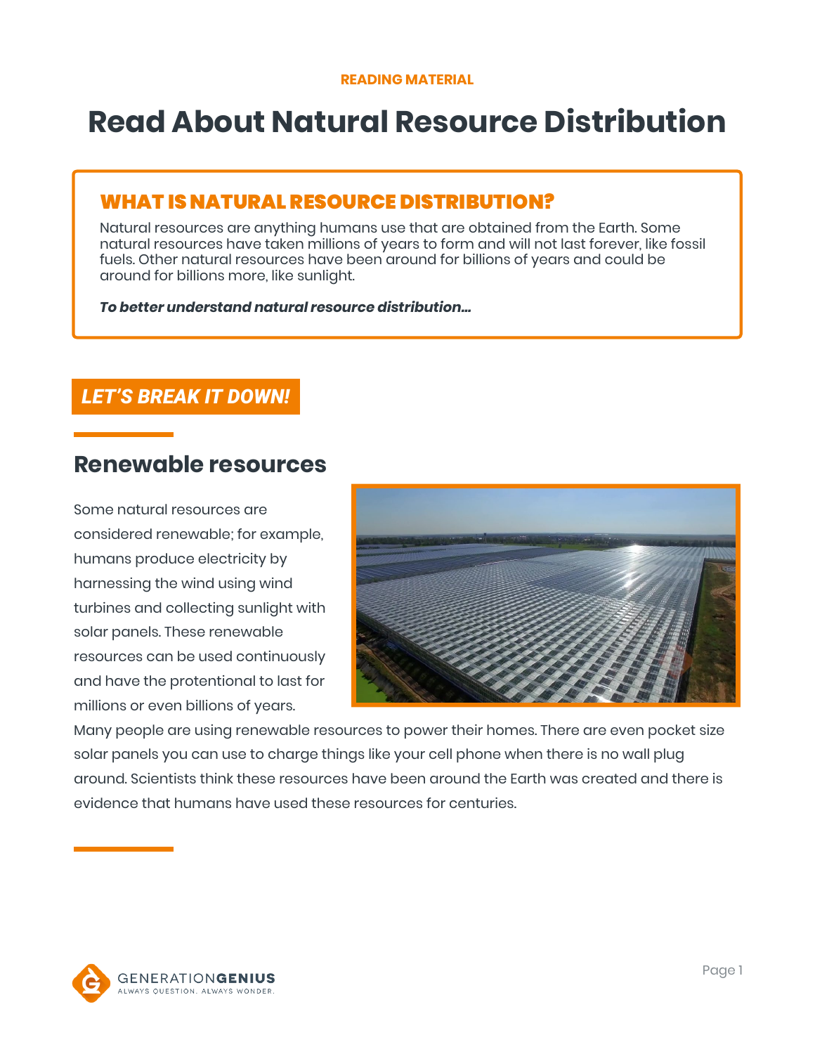READING MATERIAL

# Read About Natural Resource Distribution

## WHAT IS NATURAL RESOURCE DISTRIBUTION?

Natural resources are anything humans use that are obtained from the Earth. Some natural resources have taken millions of years to form and will not last forever, like fossil fuels. Other natural resources have been around for billions of years and could be around for billions more, like sunlight.

***To better understand natural resource distribution…***

## LET'S BREAK IT DOWN!

### Renewable resources

Some natural resources are considered renewable; for example, humans produce electricity by harnessing the wind using wind turbines and collecting sunlight with solar panels. These renewable resources can be used continuously and have the protentional to last for millions or even billions of years. Many people are using renewable resources to power their homes. There are even pocket size solar panels you can use to charge things like your cell phone when there is no wall plug around. Scientists think these resources have been around the Earth was created and there is evidence that humans have used these resources for centuries.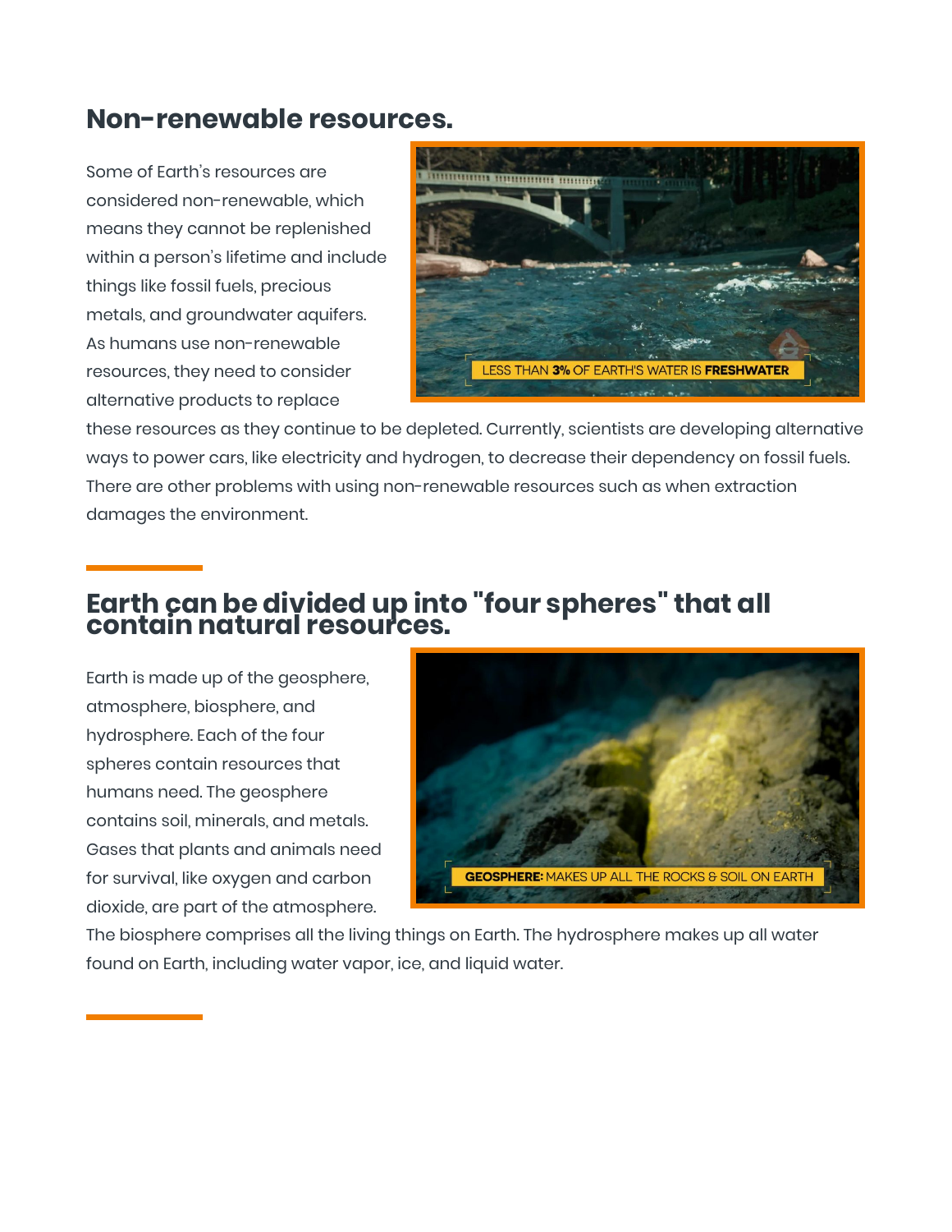## Non-renewable resources.

Some of Earth's resources are considered non-renewable, which means they cannot be replenished within a person's lifetime and include things like fossil fuels, precious metals, and groundwater aquifers. As humans use non-renewable resources, they need to consider alternative products to replace these resources as they continue to be depleted. Currently, scientists are developing alternative ways to power cars, like electricity and hydrogen, to decrease their dependency on fossil fuels. There are other problems with using non-renewable resources such as when extraction damages the environment.

## Earth can be divided up into "four spheres" that all contain natural resources.

Earth is made up of the geosphere, atmosphere, biosphere, and hydrosphere. Each of the four spheres contain resources that humans need. The geosphere contains soil, minerals, and metals. Gases that plants and animals need for survival, like oxygen and carbon dioxide, are part of the atmosphere. The biosphere comprises all the living things on Earth. The hydrosphere makes up all water found on Earth, including water vapor, ice, and liquid water.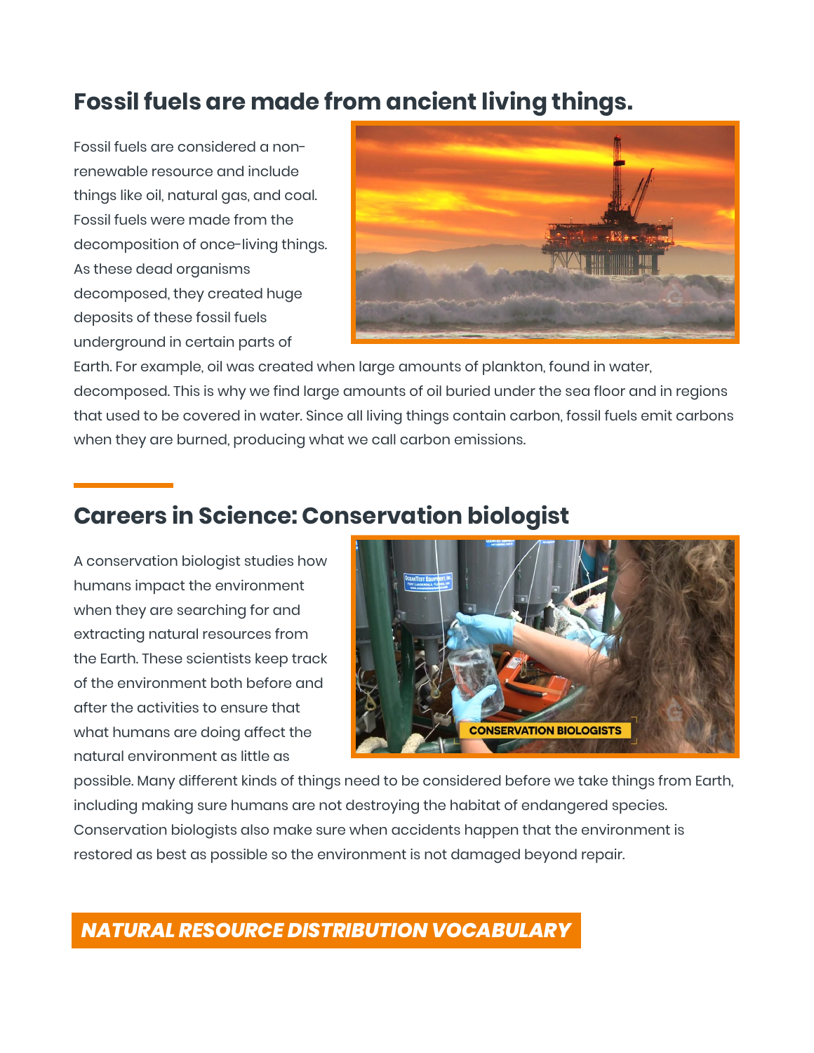## Fossil fuels are made from ancient living things.

Fossil fuels are considered a non-renewable resource and include things like oil, natural gas, and coal. Fossil fuels were made from the decomposition of once-living things. As these dead organisms decomposed, they created huge deposits of these fossil fuels underground in certain parts of Earth. For example, oil was created when large amounts of plankton, found in water, decomposed. This is why we find large amounts of oil buried under the sea floor and in regions that used to be covered in water. Since all living things contain carbon, fossil fuels emit carbons when they are burned, producing what we call carbon emissions.

## Careers in Science: Conservation biologist

A conservation biologist studies how humans impact the environment when they are searching for and extracting natural resources from the Earth. These scientists keep track of the environment both before and after the activities to ensure that what humans are doing affect the natural environment as little as possible. Many different kinds of things need to be considered before we take things from Earth, including making sure humans are not destroying the habitat of endangered species. Conservation biologists also make sure when accidents happen that the environment is restored as best as possible so the environment is not damaged beyond repair.

## *NATURAL RESOURCE DISTRIBUTION VOCABULARY*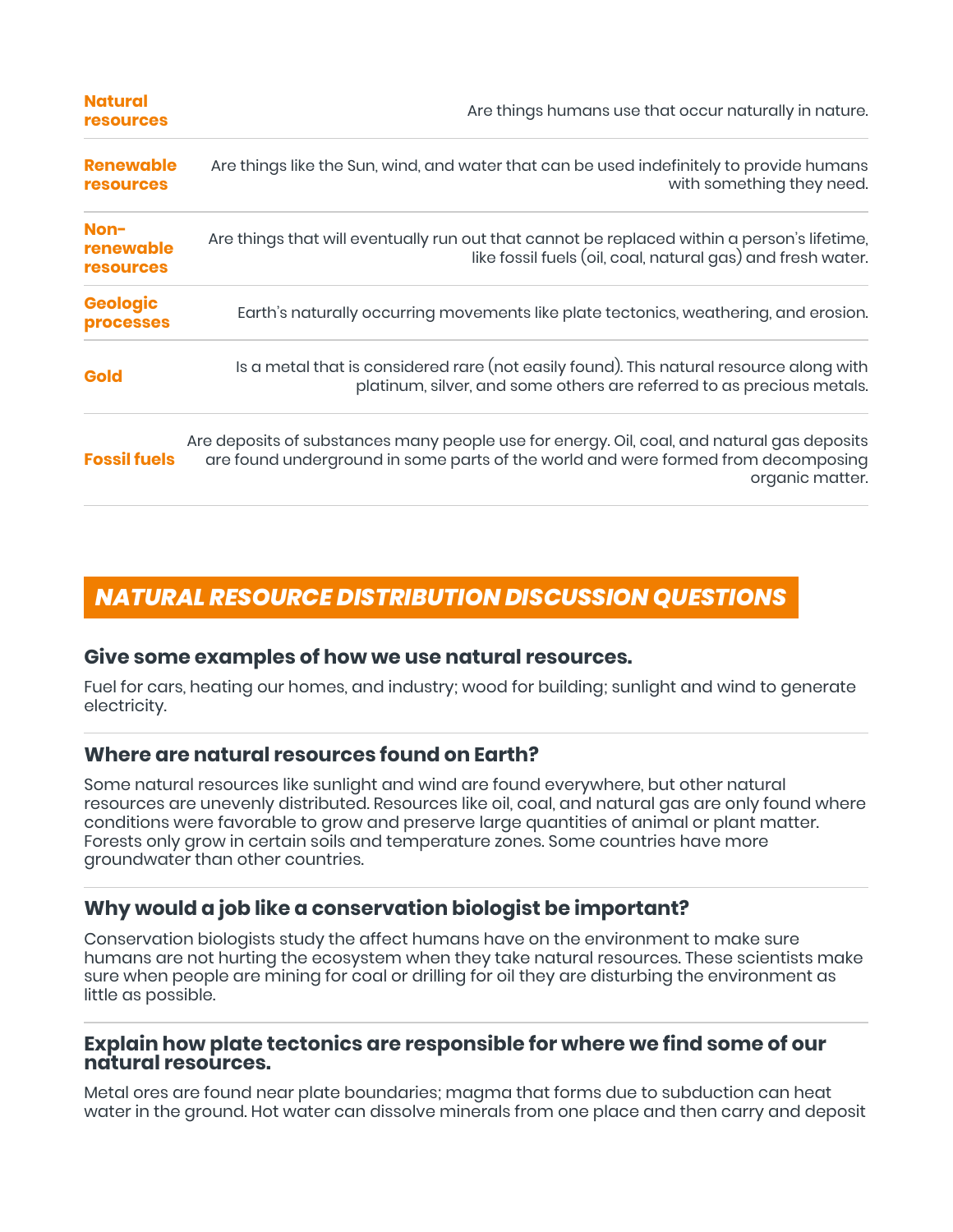| | |
|---|---|
| **Natural resources** | Are things humans use that occur naturally in nature. |
| **Renewable resources** | Are things like the Sun, wind, and water that can be used indefinitely to provide humans with something they need. |
| **Non-renewable resources** | Are things that will eventually run out that cannot be replaced within a person's lifetime, like fossil fuels (oil, coal, natural gas) and fresh water. |
| **Geologic processes** | Earth's naturally occurring movements like plate tectonics, weathering, and erosion. |
| **Gold** | Is a metal that is considered rare (not easily found). This natural resource along with platinum, silver, and some others are referred to as precious metals. |
| **Fossil fuels** | Are deposits of substances many people use for energy. Oil, coal, and natural gas deposits are found underground in some parts of the world and were formed from decomposing organic matter. |

## *NATURAL RESOURCE DISTRIBUTION DISCUSSION QUESTIONS*

### Give some examples of how we use natural resources.

Fuel for cars, heating our homes, and industry; wood for building; sunlight and wind to generate electricity.

### Where are natural resources found on Earth?

Some natural resources like sunlight and wind are found everywhere, but other natural resources are unevenly distributed. Resources like oil, coal, and natural gas are only found where conditions were favorable to grow and preserve large quantities of animal or plant matter. Forests only grow in certain soils and temperature zones. Some countries have more groundwater than other countries.

### Why would a job like a conservation biologist be important?

Conservation biologists study the affect humans have on the environment to make sure humans are not hurting the ecosystem when they take natural resources. These scientists make sure when people are mining for coal or drilling for oil they are disturbing the environment as little as possible.

### Explain how plate tectonics are responsible for where we find some of our natural resources.

Metal ores are found near plate boundaries; magma that forms due to subduction can heat water in the ground. Hot water can dissolve minerals from one place and then carry and deposit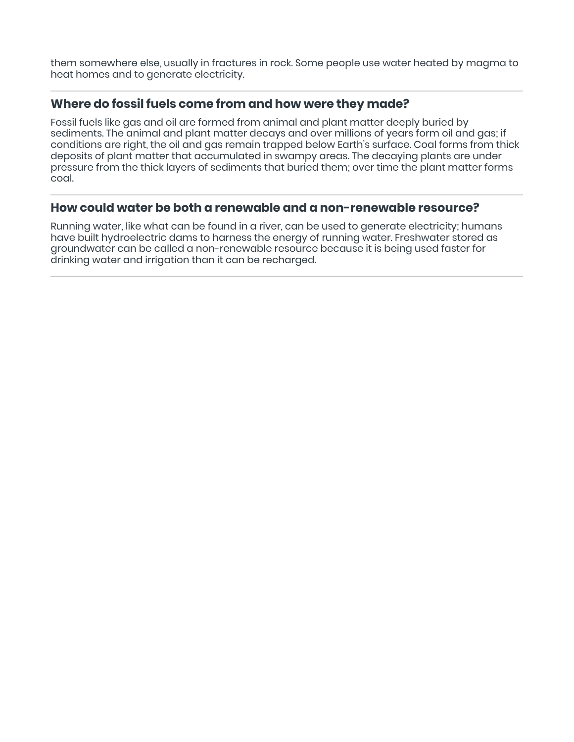them somewhere else, usually in fractures in rock. Some people use water heated by magma to heat homes and to generate electricity.

---

### Where do fossil fuels come from and how were they made?

Fossil fuels like gas and oil are formed from animal and plant matter deeply buried by sediments. The animal and plant matter decays and over millions of years form oil and gas; if conditions are right, the oil and gas remain trapped below Earth's surface. Coal forms from thick deposits of plant matter that accumulated in swampy areas. The decaying plants are under pressure from the thick layers of sediments that buried them; over time the plant matter forms coal.

---

### How could water be both a renewable and a non-renewable resource?

Running water, like what can be found in a river, can be used to generate electricity; humans have built hydroelectric dams to harness the energy of running water. Freshwater stored as groundwater can be called a non-renewable resource because it is being used faster for drinking water and irrigation than it can be recharged.

---